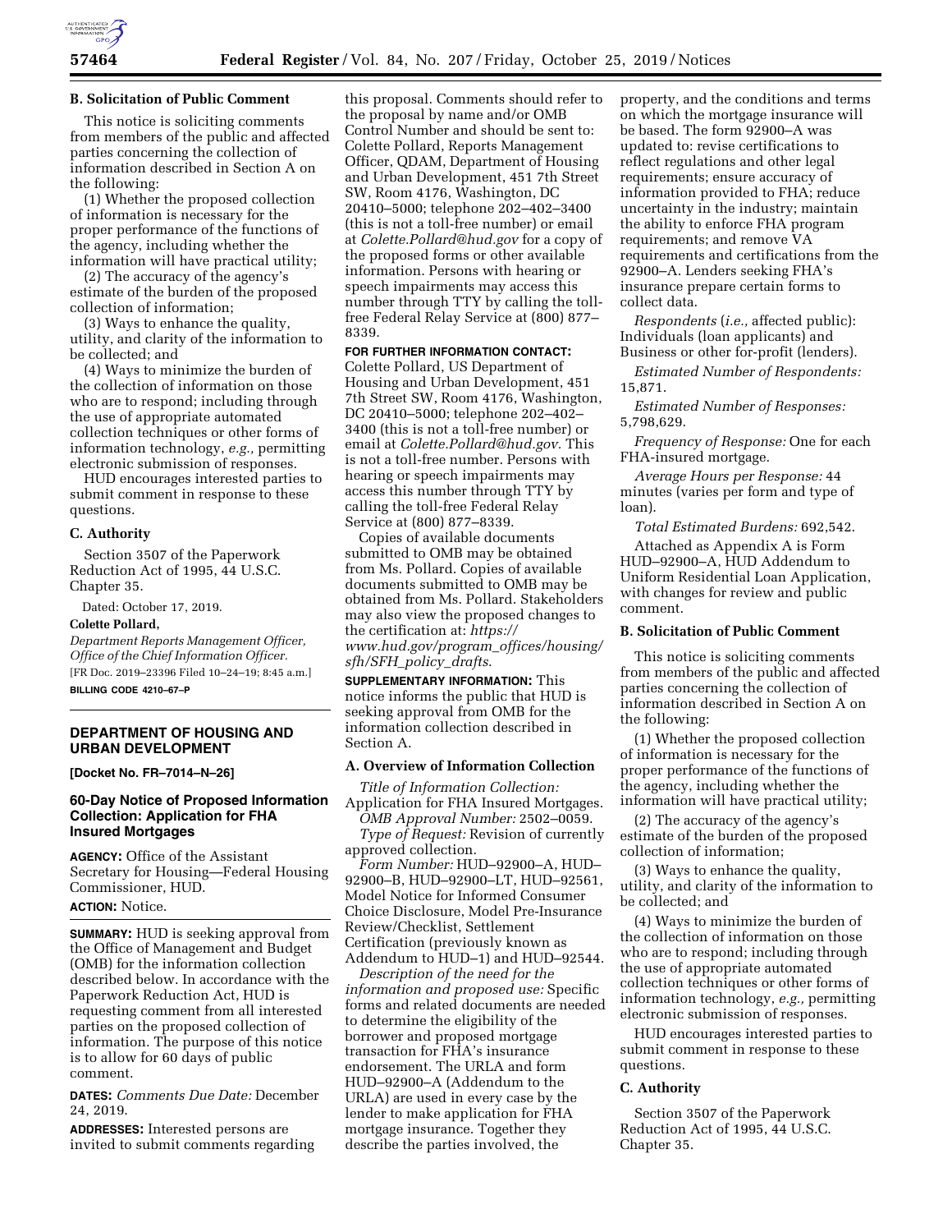**B. Solicitation of Public Comment**

This notice is soliciting comments from members of the public and affected parties concerning the collection of information described in Section A on the following:

(1) Whether the proposed collection of information is necessary for the proper performance of the functions of the agency, including whether the information will have practical utility;

(2) The accuracy of the agency's estimate of the burden of the proposed collection of information;

(3) Ways to enhance the quality, utility, and clarity of the information to be collected; and

(4) Ways to minimize the burden of the collection of information on those who are to respond; including through the use of appropriate automated collection techniques or other forms of information technology, *e.g.,* permitting electronic submission of responses.

HUD encourages interested parties to submit comment in response to these questions.

**C. Authority**

Section 3507 of the Paperwork Reduction Act of 1995, 44 U.S.C. Chapter 35.

Dated: October 17, 2019.

**Colette Pollard,**

*Department Reports Management Officer, Office of the Chief Information Officer.*

[FR Doc. 2019–23396 Filed 10–24–19; 8:45 a.m.]

**BILLING CODE 4210–67–P**

## DEPARTMENT OF HOUSING AND URBAN DEVELOPMENT

**[Docket No. FR–7014–N–26]**

## 60-Day Notice of Proposed Information Collection: Application for FHA Insured Mortgages

**AGENCY:** Office of the Assistant Secretary for Housing—Federal Housing Commissioner, HUD.

**ACTION:** Notice.

**SUMMARY:** HUD is seeking approval from the Office of Management and Budget (OMB) for the information collection described below. In accordance with the Paperwork Reduction Act, HUD is requesting comment from all interested parties on the proposed collection of information. The purpose of this notice is to allow for 60 days of public comment.

**DATES:** *Comments Due Date:* December 24, 2019.

**ADDRESSES:** Interested persons are invited to submit comments regarding this proposal. Comments should refer to the proposal by name and/or OMB Control Number and should be sent to: Colette Pollard, Reports Management Officer, QDAM, Department of Housing and Urban Development, 451 7th Street SW, Room 4176, Washington, DC 20410–5000; telephone 202–402–3400 (this is not a toll-free number) or email at *Colette.Pollard@hud.gov* for a copy of the proposed forms or other available information. Persons with hearing or speech impairments may access this number through TTY by calling the toll-free Federal Relay Service at (800) 877–8339.

**FOR FURTHER INFORMATION CONTACT:** Colette Pollard, US Department of Housing and Urban Development, 451 7th Street SW, Room 4176, Washington, DC 20410–5000; telephone 202–402–3400 (this is not a toll-free number) or email at *Colette.Pollard@hud.gov.* This is not a toll-free number. Persons with hearing or speech impairments may access this number through TTY by calling the toll-free Federal Relay Service at (800) 877–8339.

Copies of available documents submitted to OMB may be obtained from Ms. Pollard. Copies of available documents submitted to OMB may be obtained from Ms. Pollard. Stakeholders may also view the proposed changes to the certification at: *https://www.hud.gov/program_offices/housing/sfh/SFH_policy_drafts.*

**SUPPLEMENTARY INFORMATION:** This notice informs the public that HUD is seeking approval from OMB for the information collection described in Section A.

**A. Overview of Information Collection**

*Title of Information Collection:* Application for FHA Insured Mortgages.

*OMB Approval Number:* 2502–0059.

*Type of Request:* Revision of currently approved collection.

*Form Number:* HUD–92900–A, HUD–92900–B, HUD–92900–LT, HUD–92561, Model Notice for Informed Consumer Choice Disclosure, Model Pre-Insurance Review/Checklist, Settlement Certification (previously known as Addendum to HUD–1) and HUD–92544.

*Description of the need for the information and proposed use:* Specific forms and related documents are needed to determine the eligibility of the borrower and proposed mortgage transaction for FHA's insurance endorsement. The URLA and form HUD–92900–A (Addendum to the URLA) are used in every case by the lender to make application for FHA mortgage insurance. Together they describe the parties involved, the property, and the conditions and terms on which the mortgage insurance will be based. The form 92900–A was updated to: revise certifications to reflect regulations and other legal requirements; ensure accuracy of information provided to FHA; reduce uncertainty in the industry; maintain the ability to enforce FHA program requirements; and remove VA requirements and certifications from the 92900–A. Lenders seeking FHA's insurance prepare certain forms to collect data.

*Respondents* (*i.e.,* affected public): Individuals (loan applicants) and Business or other for-profit (lenders).

*Estimated Number of Respondents:* 15,871.

*Estimated Number of Responses:* 5,798,629.

*Frequency of Response:* One for each FHA-insured mortgage.

*Average Hours per Response:* 44 minutes (varies per form and type of loan).

*Total Estimated Burdens:* 692,542.

Attached as Appendix A is Form HUD–92900–A, HUD Addendum to Uniform Residential Loan Application, with changes for review and public comment.

**B. Solicitation of Public Comment**

This notice is soliciting comments from members of the public and affected parties concerning the collection of information described in Section A on the following:

(1) Whether the proposed collection of information is necessary for the proper performance of the functions of the agency, including whether the information will have practical utility;

(2) The accuracy of the agency's estimate of the burden of the proposed collection of information;

(3) Ways to enhance the quality, utility, and clarity of the information to be collected; and

(4) Ways to minimize the burden of the collection of information on those who are to respond; including through the use of appropriate automated collection techniques or other forms of information technology, *e.g.,* permitting electronic submission of responses.

HUD encourages interested parties to submit comment in response to these questions.

**C. Authority**

Section 3507 of the Paperwork Reduction Act of 1995, 44 U.S.C. Chapter 35.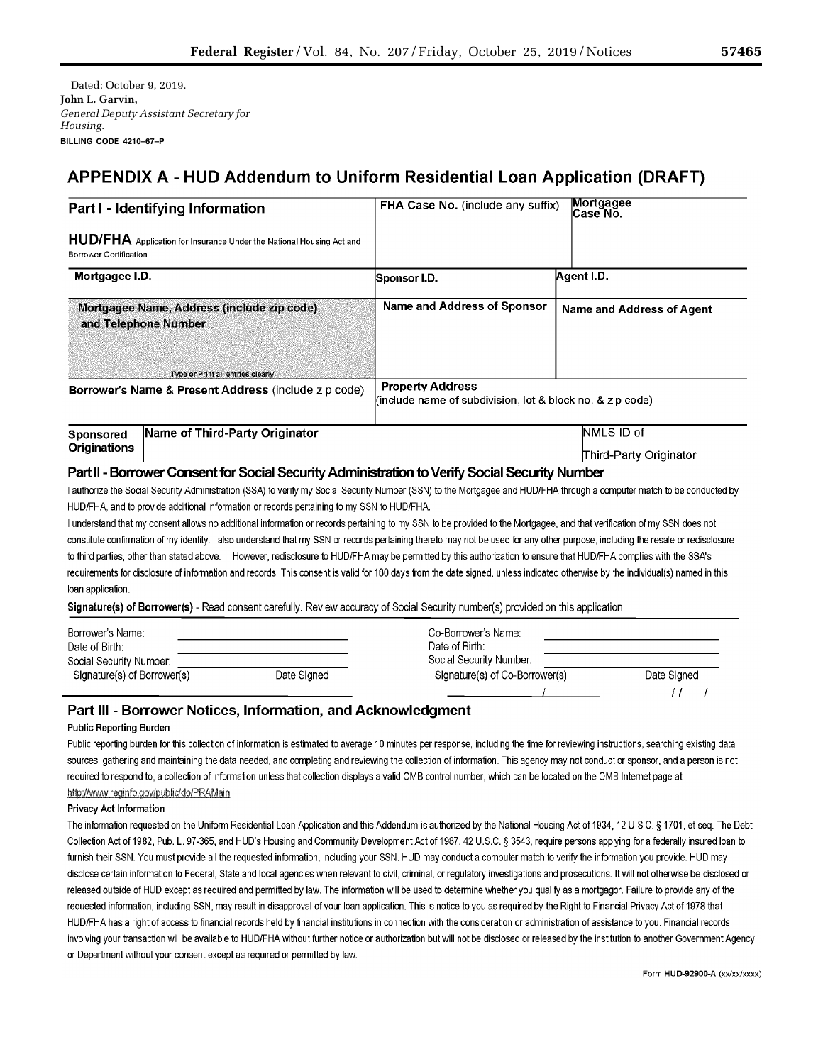Dated: October 9, 2019.

**John L. Garvin,**

*General Deputy Assistant Secretary for Housing.*

**BILLING CODE 4210–67–P**

# APPENDIX A - HUD Addendum to Uniform Residential Loan Application (DRAFT)

| **Part I - Identifying Information**<br><br>**HUD/FHA** Application for Insurance Under the National Housing Act and Borrower Certification | **FHA Case No.** (include any suffix) | **Mortgagee Case No.** |
|---|---|---|
| **Mortgagee I.D.** | **Sponsor I.D.** | **Agent I.D.** |
| **Mortgagee Name, Address (include zip code) and Telephone Number**<br><br>Type or Print all entries clearly | **Name and Address of Sponsor** | **Name and Address of Agent** |
| **Borrower's Name & Present Address** (include zip code) | **Property Address** (include name of subdivision, lot & block no. & zip code) | |

| **Sponsored Originations** | **Name of Third-Party Originator** | NMLS ID of Third-Party Originator |
|---|---|---|

## Part II - Borrower Consent for Social Security Administration to Verify Social Security Number

I authorize the Social Security Administration (SSA) to verify my Social Security Number (SSN) to the Mortgagee and HUD/FHA through a computer match to be conducted by HUD/FHA, and to provide additional information or records pertaining to my SSN to HUD/FHA.

I understand that my consent allows no additional information or records pertaining to my SSN to be provided to the Mortgagee, and that verification of my SSN does not constitute confirmation of my identity. I also understand that my SSN or records pertaining thereto may not be used for any other purpose, including the resale or redisclosure to third parties, other than stated above. However, redisclosure to HUD/FHA may be permitted by this authorization to ensure that HUD/FHA complies with the SSA's requirements for disclosure of information and records. This consent is valid for 180 days from the date signed, unless indicated otherwise by the individual(s) named in this loan application.

**Signature(s) of Borrower(s)** - Read consent carefully. Review accuracy of Social Security number(s) provided on this application.

| | | | |
|---|---|---|---|
| Borrower's Name: | | Co-Borrower's Name: | |
| Date of Birth: | | Date of Birth: | |
| Social Security Number: | | Social Security Number: | |
| Signature(s) of Borrower(s) | Date Signed | Signature(s) of Co-Borrower(s) | Date Signed |
| | | / | / / |

## Part III - Borrower Notices, Information, and Acknowledgment

**Public Reporting Burden**

Public reporting burden for this collection of information is estimated to average 10 minutes per response, including the time for reviewing instructions, searching existing data sources, gathering and maintaining the data needed, and completing and reviewing the collection of information. This agency may not conduct or sponsor, and a person is not required to respond to, a collection of information unless that collection displays a valid OMB control number, which can be located on the OMB Internet page at http://www.reginfo.gov/public/do/PRAMain.

**Privacy Act Information**

The information requested on the Uniform Residential Loan Application and this Addendum is authorized by the National Housing Act of 1934, 12 U.S.C. § 1701, et seq. The Debt Collection Act of 1982, Pub. L. 97-365, and HUD's Housing and Community Development Act of 1987, 42 U.S.C. § 3543, require persons applying for a federally insured loan to furnish their SSN. You must provide all the requested information, including your SSN. HUD may conduct a computer match to verify the information you provide. HUD may disclose certain information to Federal, State and local agencies when relevant to civil, criminal, or regulatory investigations and prosecutions. It will not otherwise be disclosed or released outside of HUD except as required and permitted by law. The information will be used to determine whether you qualify as a mortgagor. Failure to provide any of the requested information, including SSN, may result in disapproval of your loan application. This is notice to you as required by the Right to Financial Privacy Act of 1978 that HUD/FHA has a right of access to financial records held by financial institutions in connection with the consideration or administration of assistance to you. Financial records involving your transaction will be available to HUD/FHA without further notice or authorization but will not be disclosed or released by the institution to another Government Agency or Department without your consent except as required or permitted by law.

Form HUD-92900-A (xx/xx/xxxx)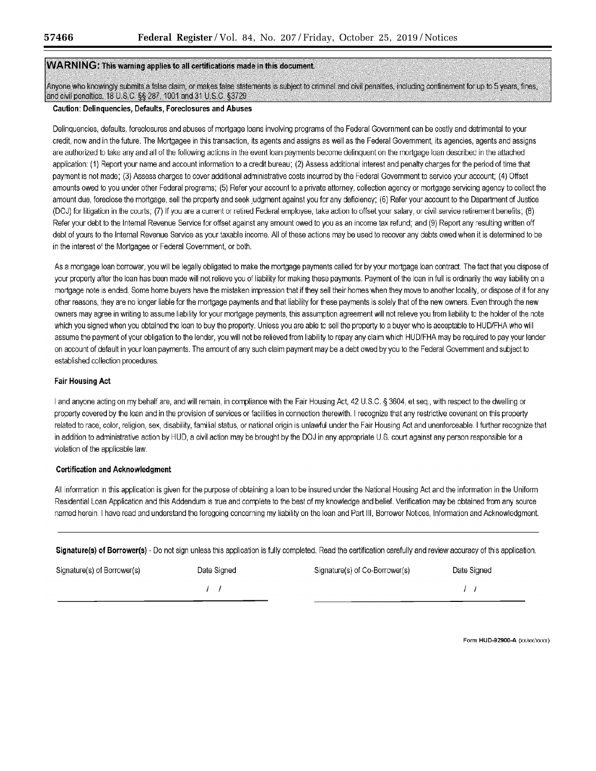**WARNING: This warning applies to all certifications made in this document.**

Anyone who knowingly submits a false claim, or makes false statements is subject to criminal and civil penalties, including confinement for up to 5 years, fines, and civil penalties. 18 U.S.C. §§ 287, 1001 and 31 U.S.C. §3729

**Caution: Delinquencies, Defaults, Foreclosures and Abuses**

Delinquencies, defaults, foreclosures and abuses of mortgage loans involving programs of the Federal Government can be costly and detrimental to your credit, now and in the future. The Mortgagee in this transaction, its agents and assigns as well as the Federal Government, its agencies, agents and assigns are authorized to take any and all of the following actions in the event loan payments become delinquent on the mortgage loan described in the attached application: (1) Report your name and account information to a credit bureau; (2) Assess additional interest and penalty charges for the period of time that payment is not made; (3) Assess charges to cover additional administrative costs incurred by the Federal Government to service your account; (4) Offset amounts owed to you under other Federal programs; (5) Refer your account to a private attorney, collection agency or mortgage servicing agency to collect the amount due, foreclose the mortgage, sell the property and seek judgment against you for any deficiency; (6) Refer your account to the Department of Justice (DOJ) for litigation in the courts; (7) If you are a current or retired Federal employee, take action to offset your salary, or civil service retirement benefits; (8) Refer your debt to the Internal Revenue Service for offset against any amount owed to you as an income tax refund; and (9) Report any resulting written off debt of yours to the Internal Revenue Service as your taxable income. All of these actions may be used to recover any debts owed when it is determined to be in the interest of the Mortgagee or Federal Government, or both.

As a mortgage loan borrower, you will be legally obligated to make the mortgage payments called for by your mortgage loan contract. The fact that you dispose of your property after the loan has been made will not relieve you of liability for making these payments. Payment of the loan in full is ordinarily the way liability on a mortgage note is ended. Some home buyers have the mistaken impression that if they sell their homes when they move to another locality, or dispose of it for any other reasons, they are no longer liable for the mortgage payments and that liability for these payments is solely that of the new owners. Even through the new owners may agree in writing to assume liability for your mortgage payments, this assumption agreement will not relieve you from liability to the holder of the note which you signed when you obtained the loan to buy the property. Unless you are able to sell the property to a buyer who is acceptable to HUD/FHA who will assume the payment of your obligation to the lender, you will not be relieved from liability to repay any claim which HUD/FHA may be required to pay your lender on account of default in your loan payments. The amount of any such claim payment may be a debt owed by you to the Federal Government and subject to established collection procedures.

**Fair Housing Act**

I and anyone acting on my behalf are, and will remain, in compliance with the Fair Housing Act, 42 U.S.C. § 3604, et seq., with respect to the dwelling or property covered by the loan and in the provision of services or facilities in connection therewith. I recognize that any restrictive covenant on this property related to race, color, religion, sex, disability, familial status, or national origin is unlawful under the Fair Housing Act and unenforceable. I further recognize that in addition to administrative action by HUD, a civil action may be brought by the DOJ in any appropriate U.S. court against any person responsible for a violation of the applicable law.

**Certification and Acknowledgment**

All information in this application is given for the purpose of obtaining a loan to be insured under the National Housing Act and the information in the Uniform Residential Loan Application and this Addendum is true and complete to the best of my knowledge and belief. Verification may be obtained from any source named herein. I have read and understand the foregoing concerning my liability on the loan and Part III, Borrower Notices, Information and Acknowledgment.

**Signature(s) of Borrower(s)** - Do not sign unless this application is fully completed. Read the certification carefully and review accuracy of this application.

| Signature(s) of Borrower(s) | Date Signed | Signature(s) of Co-Borrower(s) | Date Signed |
|---|---|---|---|
| | / / | | / / |

Form HUD-92900-A (xx/xx/xxxx)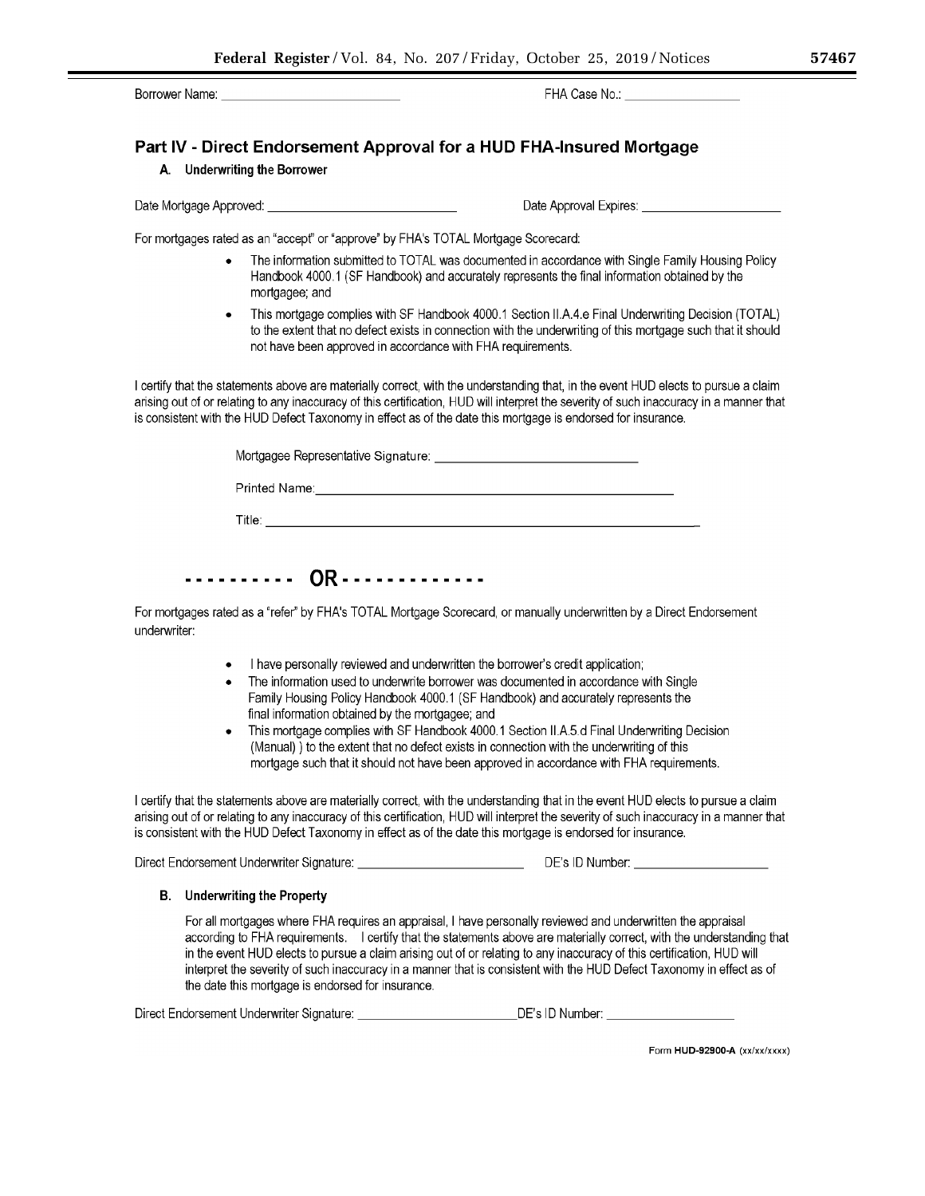Borrower Name: ____________________ FHA Case No.: ____________________

## Part IV - Direct Endorsement Approval for a HUD FHA-Insured Mortgage

### A. Underwriting the Borrower

Date Mortgage Approved: ____________________ Date Approval Expires: ____________________

For mortgages rated as an "accept" or "approve" by FHA's TOTAL Mortgage Scorecard:

- The information submitted to TOTAL was documented in accordance with Single Family Housing Policy Handbook 4000.1 (SF Handbook) and accurately represents the final information obtained by the mortgagee; and
- This mortgage complies with SF Handbook 4000.1 Section II.A.4.e Final Underwriting Decision (TOTAL) to the extent that no defect exists in connection with the underwriting of this mortgage such that it should not have been approved in accordance with FHA requirements.

I certify that the statements above are materially correct, with the understanding that, in the event HUD elects to pursue a claim arising out of or relating to any inaccuracy of this certification, HUD will interpret the severity of such inaccuracy in a manner that is consistent with the HUD Defect Taxonomy in effect as of the date this mortgage is endorsed for insurance.

Mortgagee Representative Signature: ____________________

Printed Name: ____________________

Title: ____________________

---------- OR ------------

For mortgages rated as a "refer" by FHA's TOTAL Mortgage Scorecard, or manually underwritten by a Direct Endorsement underwriter:

- I have personally reviewed and underwritten the borrower's credit application;
- The information used to underwrite borrower was documented in accordance with Single Family Housing Policy Handbook 4000.1 (SF Handbook) and accurately represents the final information obtained by the mortgagee; and
- This mortgage complies with SF Handbook 4000.1 Section II.A.5.d Final Underwriting Decision (Manual) ) to the extent that no defect exists in connection with the underwriting of this mortgage such that it should not have been approved in accordance with FHA requirements.

I certify that the statements above are materially correct, with the understanding that in the event HUD elects to pursue a claim arising out of or relating to any inaccuracy of this certification, HUD will interpret the severity of such inaccuracy in a manner that is consistent with the HUD Defect Taxonomy in effect as of the date this mortgage is endorsed for insurance.

Direct Endorsement Underwriter Signature: ____________________ DE's ID Number: ____________________

### B. Underwriting the Property

For all mortgages where FHA requires an appraisal, I have personally reviewed and underwritten the appraisal according to FHA requirements. I certify that the statements above are materially correct, with the understanding that in the event HUD elects to pursue a claim arising out of or relating to any inaccuracy of this certification, HUD will interpret the severity of such inaccuracy in a manner that is consistent with the HUD Defect Taxonomy in effect as of the date this mortgage is endorsed for insurance.

Direct Endorsement Underwriter Signature: ____________________ DE's ID Number: ____________________

Form **HUD-92900-A** (xx/xx/xxxx)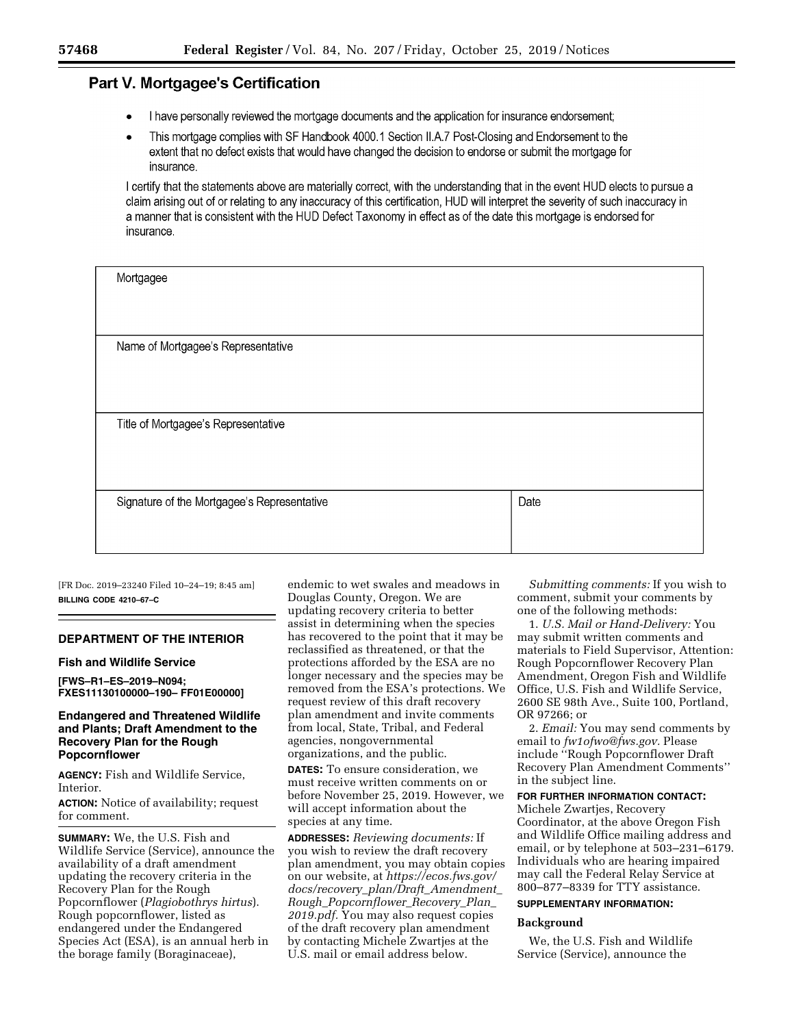# Part V. Mortgagee's Certification

- I have personally reviewed the mortgage documents and the application for insurance endorsement;
- This mortgage complies with SF Handbook 4000.1 Section II.A.7 Post-Closing and Endorsement to the extent that no defect exists that would have changed the decision to endorse or submit the mortgage for insurance.

I certify that the statements above are materially correct, with the understanding that in the event HUD elects to pursue a claim arising out of or relating to any inaccuracy of this certification, HUD will interpret the severity of such inaccuracy in a manner that is consistent with the HUD Defect Taxonomy in effect as of the date this mortgage is endorsed for insurance.

| | |
|---|---|
| Mortgagee | |
| Name of Mortgagee's Representative | |
| Title of Mortgagee's Representative | |
| Signature of the Mortgagee's Representative | Date |

[FR Doc. 2019–23240 Filed 10–24–19; 8:45 am]

**BILLING CODE 4210–67–C**

---

## DEPARTMENT OF THE INTERIOR

### Fish and Wildlife Service

**[FWS–R1–ES–2019–N094; FXES11130100000–190– FF01E00000]**

### Endangered and Threatened Wildlife and Plants; Draft Amendment to the Recovery Plan for the Rough Popcornflower

**AGENCY:** Fish and Wildlife Service, Interior.

**ACTION:** Notice of availability; request for comment.

**SUMMARY:** We, the U.S. Fish and Wildlife Service (Service), announce the availability of a draft amendment updating the recovery criteria in the Recovery Plan for the Rough Popcornflower (*Plagiobothrys hirtus*). Rough popcornflower, listed as endangered under the Endangered Species Act (ESA), is an annual herb in the borage family (Boraginaceae), endemic to wet swales and meadows in Douglas County, Oregon. We are updating recovery criteria to better assist in determining when the species has recovered to the point that it may be reclassified as threatened, or that the protections afforded by the ESA are no longer necessary and the species may be removed from the ESA's protections. We request review of this draft recovery plan amendment and invite comments from local, State, Tribal, and Federal agencies, nongovernmental organizations, and the public.

**DATES:** To ensure consideration, we must receive written comments on or before November 25, 2019. However, we will accept information about the species at any time.

**ADDRESSES:** *Reviewing documents:* If you wish to review the draft recovery plan amendment, you may obtain copies on our website, at *https://ecos.fws.gov/docs/recovery_plan/Draft_Amendment_Rough_Popcornflower_Recovery_Plan_2019.pdf*. You may also request copies of the draft recovery plan amendment by contacting Michele Zwartjes at the U.S. mail or email address below.

*Submitting comments:* If you wish to comment, submit your comments by one of the following methods:

1. *U.S. Mail or Hand-Delivery:* You may submit written comments and materials to Field Supervisor, Attention: Rough Popcornflower Recovery Plan Amendment, Oregon Fish and Wildlife Office, U.S. Fish and Wildlife Service, 2600 SE 98th Ave., Suite 100, Portland, OR 97266; or

2. *Email:* You may send comments by email to *fw1ofwo@fws.gov*. Please include ''Rough Popcornflower Draft Recovery Plan Amendment Comments'' in the subject line.

**FOR FURTHER INFORMATION CONTACT:** Michele Zwartjes, Recovery Coordinator, at the above Oregon Fish and Wildlife Office mailing address and email, or by telephone at 503–231–6179. Individuals who are hearing impaired may call the Federal Relay Service at 800–877–8339 for TTY assistance.

**SUPPLEMENTARY INFORMATION:**

#### Background

We, the U.S. Fish and Wildlife Service (Service), announce the